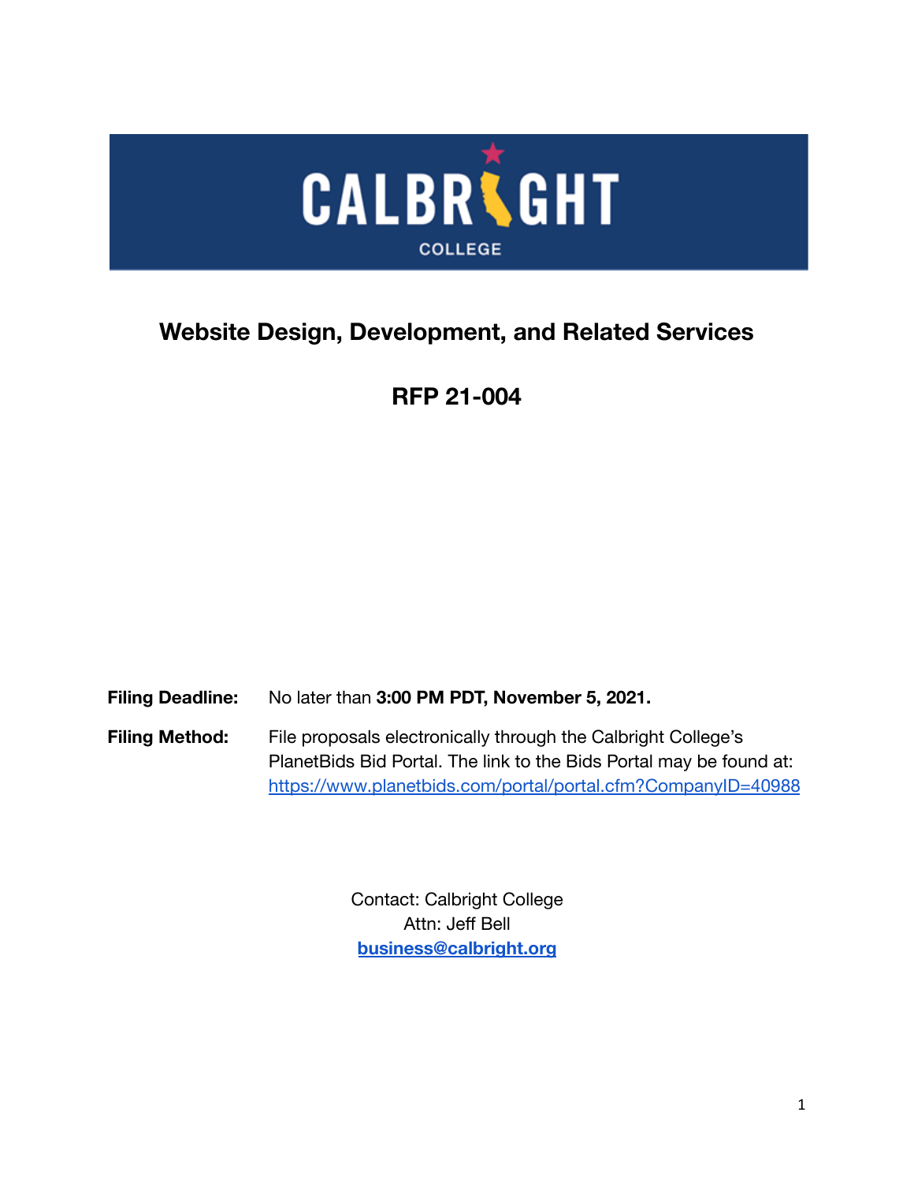CALBRIGHT COLLEGE

# Website Design, Development, and Related Services

## RFP 21-004

**Filing Deadline:** No later than **3:00 PM PDT, November 5, 2021.**

**Filing Method:** File proposals electronically through the Calbright College's PlanetBids Bid Portal. The link to the Bids Portal may be found at: https://www.planetbids.com/portal/portal.cfm?CompanyID=40988

Contact: Calbright College
Attn: Jeff Bell
**business@calbright.org**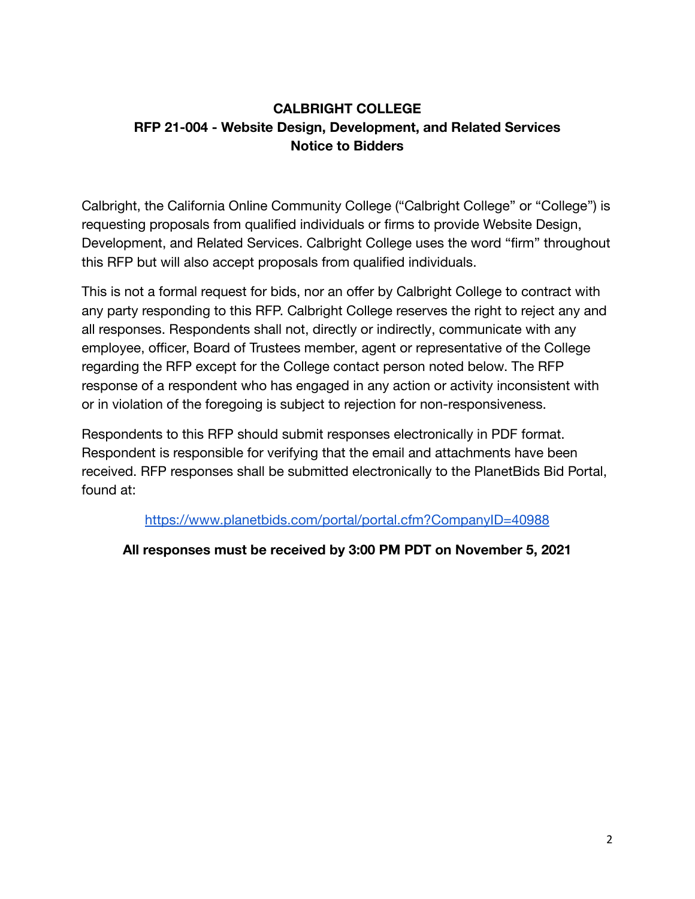**CALBRIGHT COLLEGE**
**RFP 21-004 - Website Design, Development, and Related Services**
**Notice to Bidders**

Calbright, the California Online Community College ("Calbright College" or "College") is requesting proposals from qualified individuals or firms to provide Website Design, Development, and Related Services. Calbright College uses the word "firm" throughout this RFP but will also accept proposals from qualified individuals.

This is not a formal request for bids, nor an offer by Calbright College to contract with any party responding to this RFP. Calbright College reserves the right to reject any and all responses. Respondents shall not, directly or indirectly, communicate with any employee, officer, Board of Trustees member, agent or representative of the College regarding the RFP except for the College contact person noted below. The RFP response of a respondent who has engaged in any action or activity inconsistent with or in violation of the foregoing is subject to rejection for non-responsiveness.

Respondents to this RFP should submit responses electronically in PDF format. Respondent is responsible for verifying that the email and attachments have been received. RFP responses shall be submitted electronically to the PlanetBids Bid Portal, found at:

https://www.planetbids.com/portal/portal.cfm?CompanyID=40988

**All responses must be received by 3:00 PM PDT on November 5, 2021**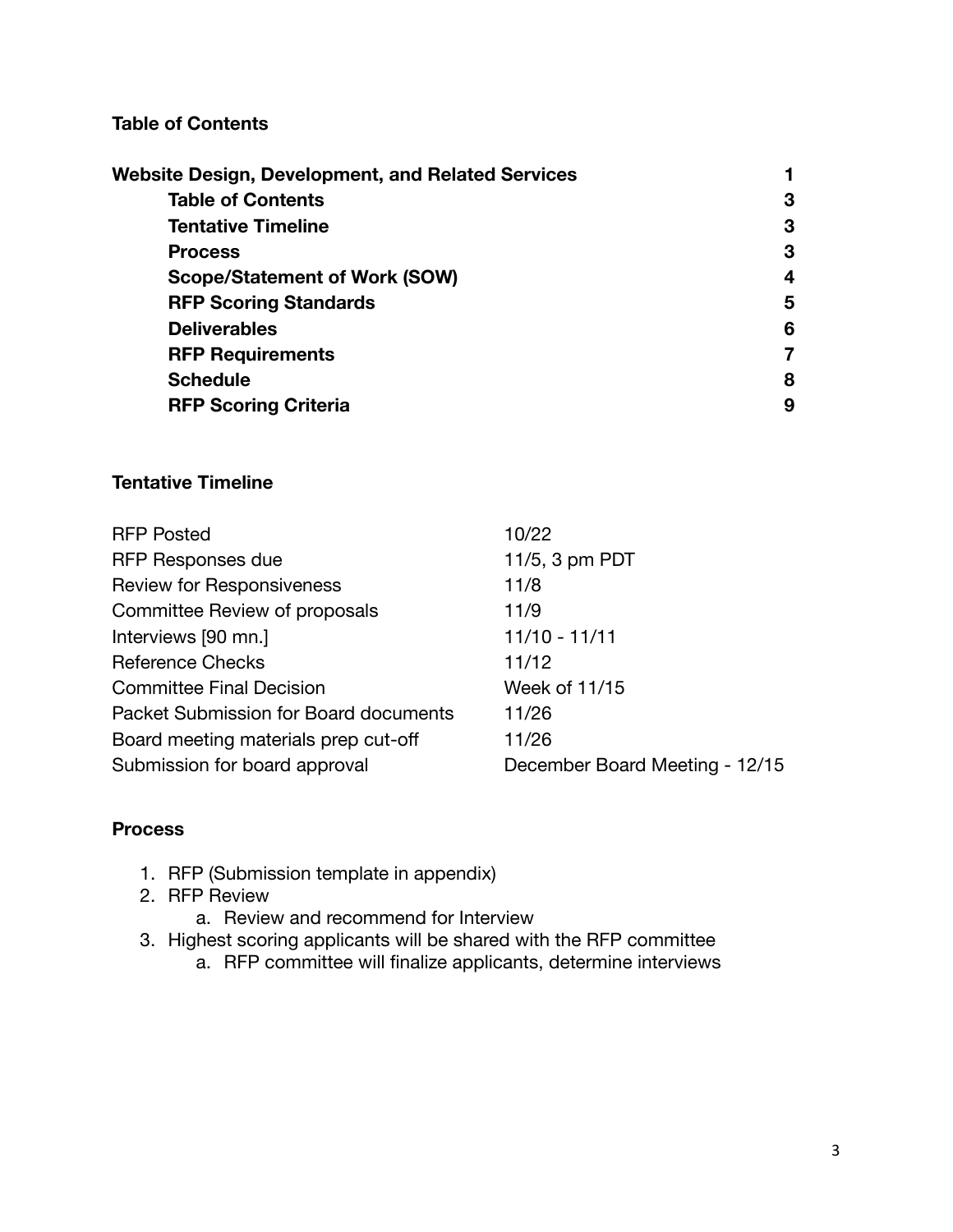**Table of Contents**

| | |
|---|---|
| **Website Design, Development, and Related Services** | **1** |
| **Table of Contents** | **3** |
| **Tentative Timeline** | **3** |
| **Process** | **3** |
| **Scope/Statement of Work (SOW)** | **4** |
| **RFP Scoring Standards** | **5** |
| **Deliverables** | **6** |
| **RFP Requirements** | **7** |
| **Schedule** | **8** |
| **RFP Scoring Criteria** | **9** |

**Tentative Timeline**

| | |
|---|---|
| RFP Posted | 10/22 |
| RFP Responses due | 11/5, 3 pm PDT |
| Review for Responsiveness | 11/8 |
| Committee Review of proposals | 11/9 |
| Interviews [90 mn.] | 11/10 - 11/11 |
| Reference Checks | 11/12 |
| Committee Final Decision | Week of 11/15 |
| Packet Submission for Board documents | 11/26 |
| Board meeting materials prep cut-off | 11/26 |
| Submission for board approval | December Board Meeting - 12/15 |

**Process**

1. RFP (Submission template in appendix)
2. RFP Review
    a. Review and recommend for Interview
3. Highest scoring applicants will be shared with the RFP committee
    a. RFP committee will finalize applicants, determine interviews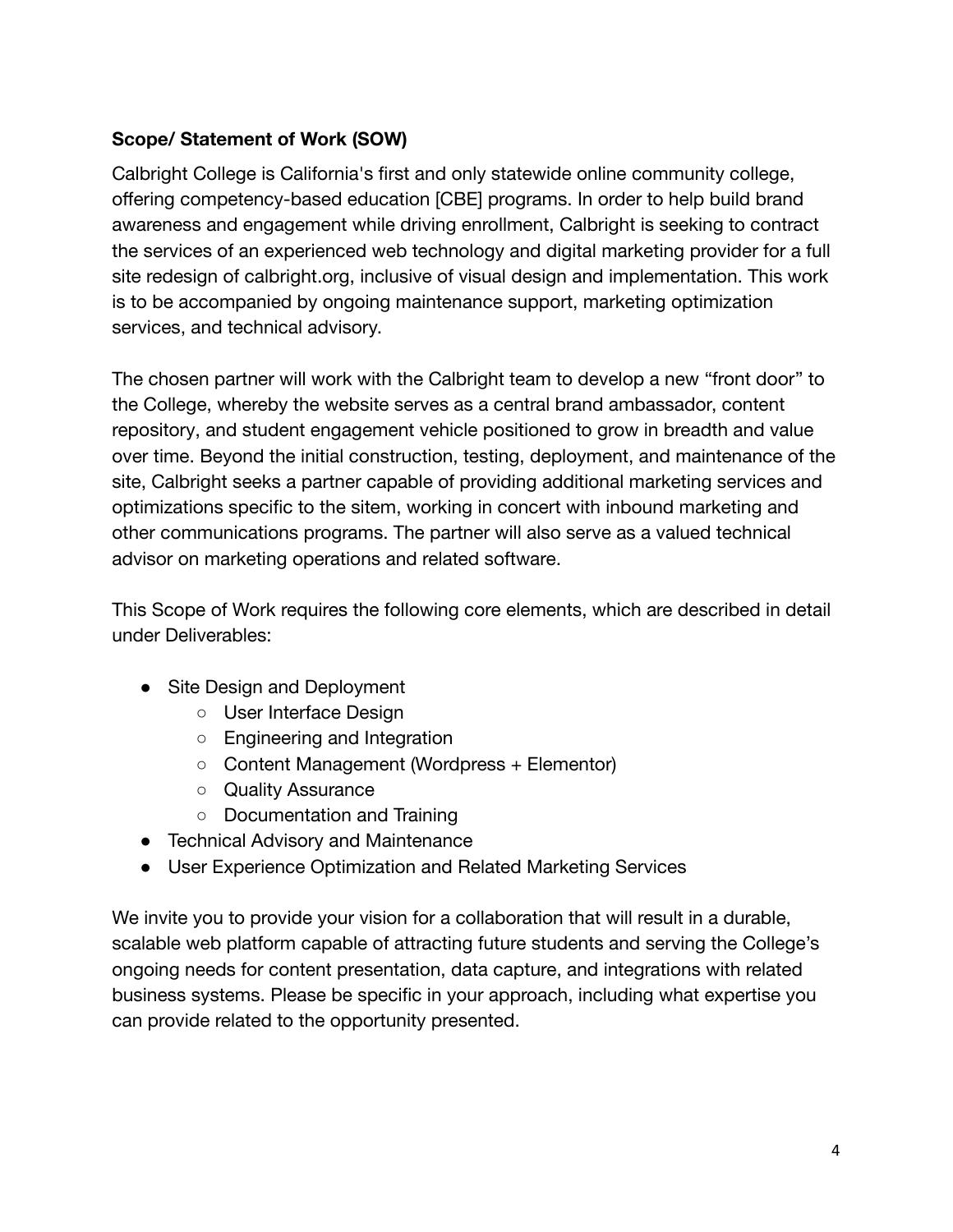**Scope/ Statement of Work (SOW)**

Calbright College is California's first and only statewide online community college, offering competency-based education [CBE] programs. In order to help build brand awareness and engagement while driving enrollment, Calbright is seeking to contract the services of an experienced web technology and digital marketing provider for a full site redesign of calbright.org, inclusive of visual design and implementation. This work is to be accompanied by ongoing maintenance support, marketing optimization services, and technical advisory.

The chosen partner will work with the Calbright team to develop a new "front door" to the College, whereby the website serves as a central brand ambassador, content repository, and student engagement vehicle positioned to grow in breadth and value over time. Beyond the initial construction, testing, deployment, and maintenance of the site, Calbright seeks a partner capable of providing additional marketing services and optimizations specific to the sitem, working in concert with inbound marketing and other communications programs. The partner will also serve as a valued technical advisor on marketing operations and related software.

This Scope of Work requires the following core elements, which are described in detail under Deliverables:

- Site Design and Deployment
  - User Interface Design
  - Engineering and Integration
  - Content Management (Wordpress + Elementor)
  - Quality Assurance
  - Documentation and Training
- Technical Advisory and Maintenance
- User Experience Optimization and Related Marketing Services

We invite you to provide your vision for a collaboration that will result in a durable, scalable web platform capable of attracting future students and serving the College's ongoing needs for content presentation, data capture, and integrations with related business systems. Please be specific in your approach, including what expertise you can provide related to the opportunity presented.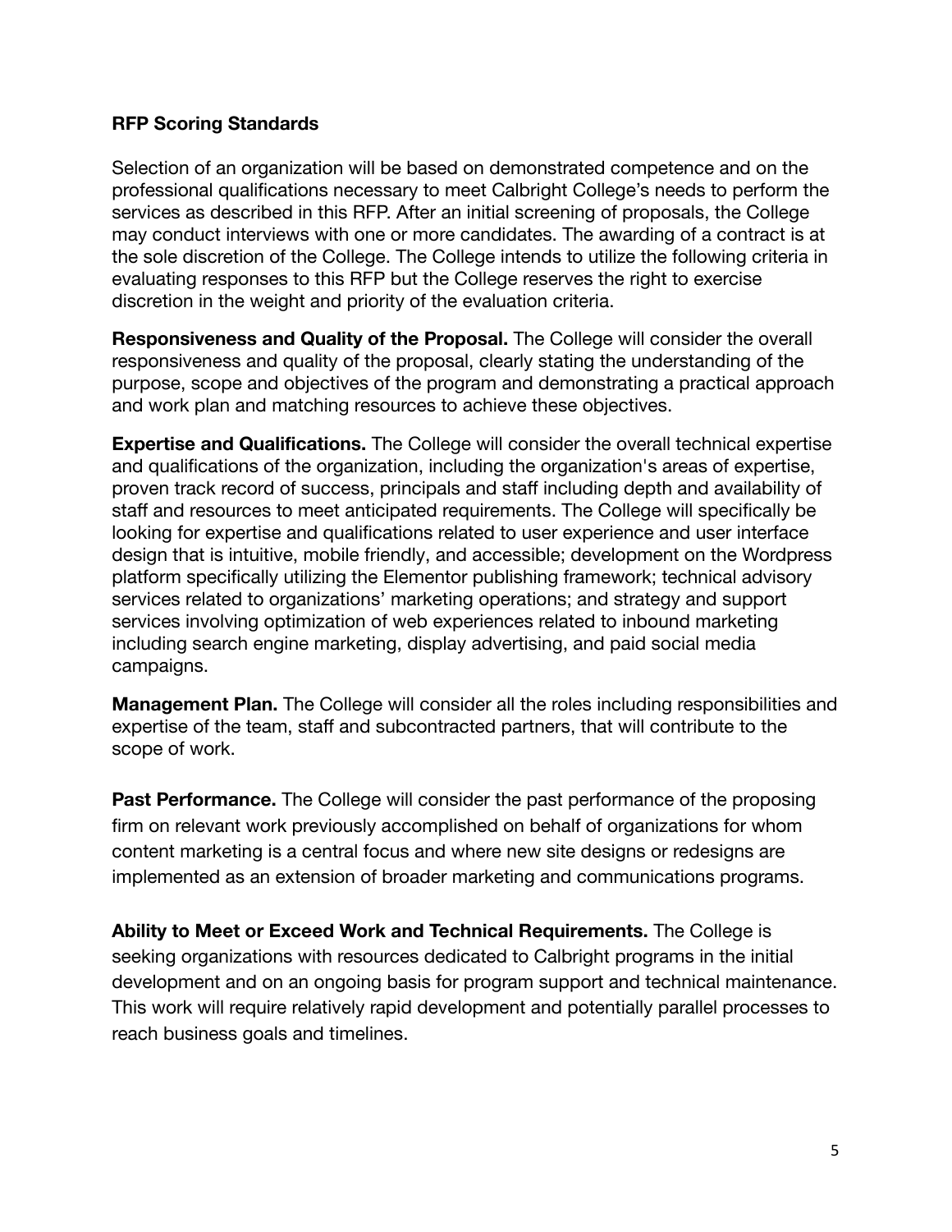**RFP Scoring Standards**

Selection of an organization will be based on demonstrated competence and on the professional qualifications necessary to meet Calbright College's needs to perform the services as described in this RFP. After an initial screening of proposals, the College may conduct interviews with one or more candidates. The awarding of a contract is at the sole discretion of the College. The College intends to utilize the following criteria in evaluating responses to this RFP but the College reserves the right to exercise discretion in the weight and priority of the evaluation criteria.

**Responsiveness and Quality of the Proposal.** The College will consider the overall responsiveness and quality of the proposal, clearly stating the understanding of the purpose, scope and objectives of the program and demonstrating a practical approach and work plan and matching resources to achieve these objectives.

**Expertise and Qualifications.** The College will consider the overall technical expertise and qualifications of the organization, including the organization's areas of expertise, proven track record of success, principals and staff including depth and availability of staff and resources to meet anticipated requirements. The College will specifically be looking for expertise and qualifications related to user experience and user interface design that is intuitive, mobile friendly, and accessible; development on the Wordpress platform specifically utilizing the Elementor publishing framework; technical advisory services related to organizations' marketing operations; and strategy and support services involving optimization of web experiences related to inbound marketing including search engine marketing, display advertising, and paid social media campaigns.

**Management Plan.** The College will consider all the roles including responsibilities and expertise of the team, staff and subcontracted partners, that will contribute to the scope of work.

**Past Performance.** The College will consider the past performance of the proposing firm on relevant work previously accomplished on behalf of organizations for whom content marketing is a central focus and where new site designs or redesigns are implemented as an extension of broader marketing and communications programs.

**Ability to Meet or Exceed Work and Technical Requirements.** The College is seeking organizations with resources dedicated to Calbright programs in the initial development and on an ongoing basis for program support and technical maintenance. This work will require relatively rapid development and potentially parallel processes to reach business goals and timelines.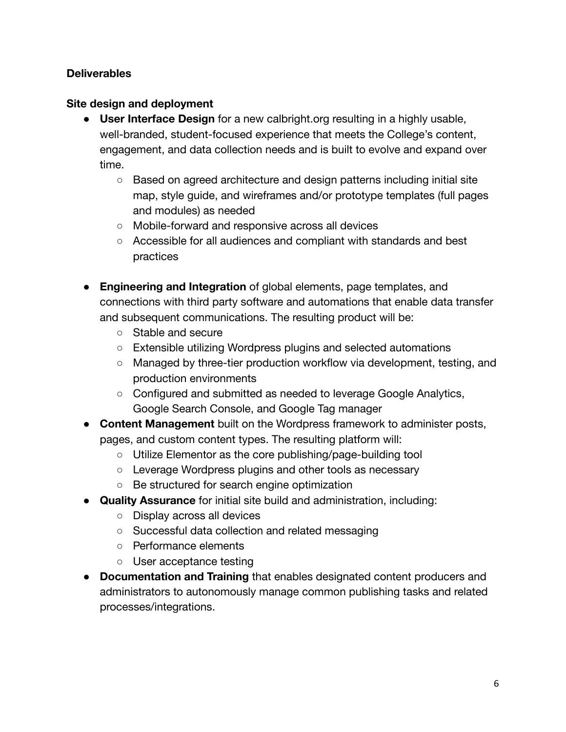**Deliverables**

**Site design and deployment**

- **User Interface Design** for a new calbright.org resulting in a highly usable, well-branded, student-focused experience that meets the College's content, engagement, and data collection needs and is built to evolve and expand over time.
  - Based on agreed architecture and design patterns including initial site map, style guide, and wireframes and/or prototype templates (full pages and modules) as needed
  - Mobile-forward and responsive across all devices
  - Accessible for all audiences and compliant with standards and best practices

- **Engineering and Integration** of global elements, page templates, and connections with third party software and automations that enable data transfer and subsequent communications. The resulting product will be:
  - Stable and secure
  - Extensible utilizing Wordpress plugins and selected automations
  - Managed by three-tier production workflow via development, testing, and production environments
  - Configured and submitted as needed to leverage Google Analytics, Google Search Console, and Google Tag manager
- **Content Management** built on the Wordpress framework to administer posts, pages, and custom content types. The resulting platform will:
  - Utilize Elementor as the core publishing/page-building tool
  - Leverage Wordpress plugins and other tools as necessary
  - Be structured for search engine optimization
- **Quality Assurance** for initial site build and administration, including:
  - Display across all devices
  - Successful data collection and related messaging
  - Performance elements
  - User acceptance testing
- **Documentation and Training** that enables designated content producers and administrators to autonomously manage common publishing tasks and related processes/integrations.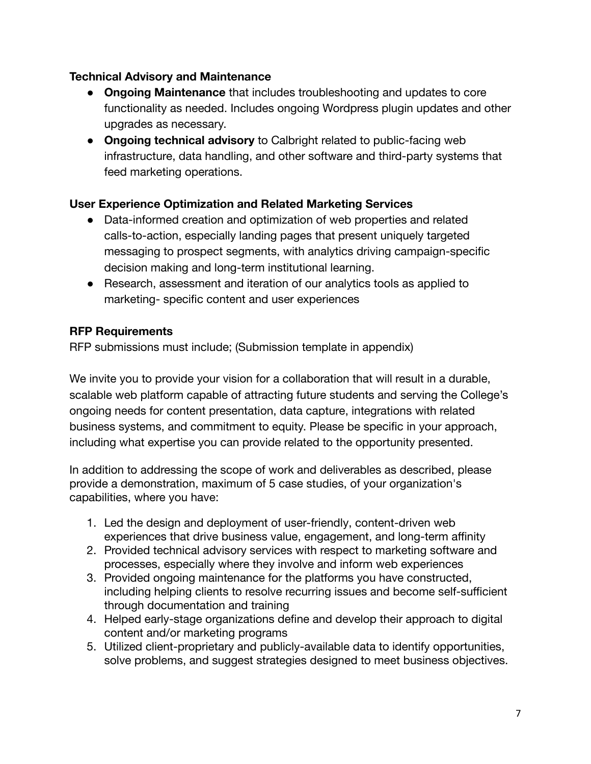**Technical Advisory and Maintenance**

- **Ongoing Maintenance** that includes troubleshooting and updates to core functionality as needed. Includes ongoing Wordpress plugin updates and other upgrades as necessary.
- **Ongoing technical advisory** to Calbright related to public-facing web infrastructure, data handling, and other software and third-party systems that feed marketing operations.

**User Experience Optimization and Related Marketing Services**

- Data-informed creation and optimization of web properties and related calls-to-action, especially landing pages that present uniquely targeted messaging to prospect segments, with analytics driving campaign-specific decision making and long-term institutional learning.
- Research, assessment and iteration of our analytics tools as applied to marketing- specific content and user experiences

**RFP Requirements**

RFP submissions must include; (Submission template in appendix)

We invite you to provide your vision for a collaboration that will result in a durable, scalable web platform capable of attracting future students and serving the College's ongoing needs for content presentation, data capture, integrations with related business systems, and commitment to equity. Please be specific in your approach, including what expertise you can provide related to the opportunity presented.

In addition to addressing the scope of work and deliverables as described, please provide a demonstration, maximum of 5 case studies, of your organization's capabilities, where you have:

1. Led the design and deployment of user-friendly, content-driven web experiences that drive business value, engagement, and long-term affinity
2. Provided technical advisory services with respect to marketing software and processes, especially where they involve and inform web experiences
3. Provided ongoing maintenance for the platforms you have constructed, including helping clients to resolve recurring issues and become self-sufficient through documentation and training
4. Helped early-stage organizations define and develop their approach to digital content and/or marketing programs
5. Utilized client-proprietary and publicly-available data to identify opportunities, solve problems, and suggest strategies designed to meet business objectives.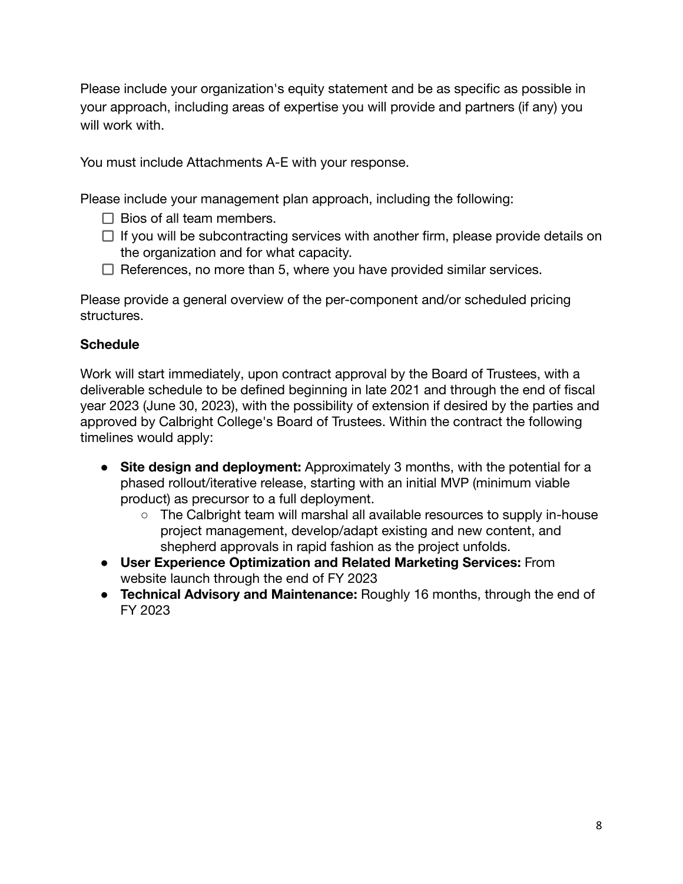Please include your organization's equity statement and be as specific as possible in your approach, including areas of expertise you will provide and partners (if any) you will work with.

You must include Attachments A-E with your response.

Please include your management plan approach, including the following:

- [ ] Bios of all team members.
- [ ] If you will be subcontracting services with another firm, please provide details on the organization and for what capacity.
- [ ] References, no more than 5, where you have provided similar services.

Please provide a general overview of the per-component and/or scheduled pricing structures.

**Schedule**

Work will start immediately, upon contract approval by the Board of Trustees, with a deliverable schedule to be defined beginning in late 2021 and through the end of fiscal year 2023 (June 30, 2023), with the possibility of extension if desired by the parties and approved by Calbright College's Board of Trustees. Within the contract the following timelines would apply:

- **Site design and deployment:** Approximately 3 months, with the potential for a phased rollout/iterative release, starting with an initial MVP (minimum viable product) as precursor to a full deployment.
  - The Calbright team will marshal all available resources to supply in-house project management, develop/adapt existing and new content, and shepherd approvals in rapid fashion as the project unfolds.
- **User Experience Optimization and Related Marketing Services:** From website launch through the end of FY 2023
- **Technical Advisory and Maintenance:** Roughly 16 months, through the end of FY 2023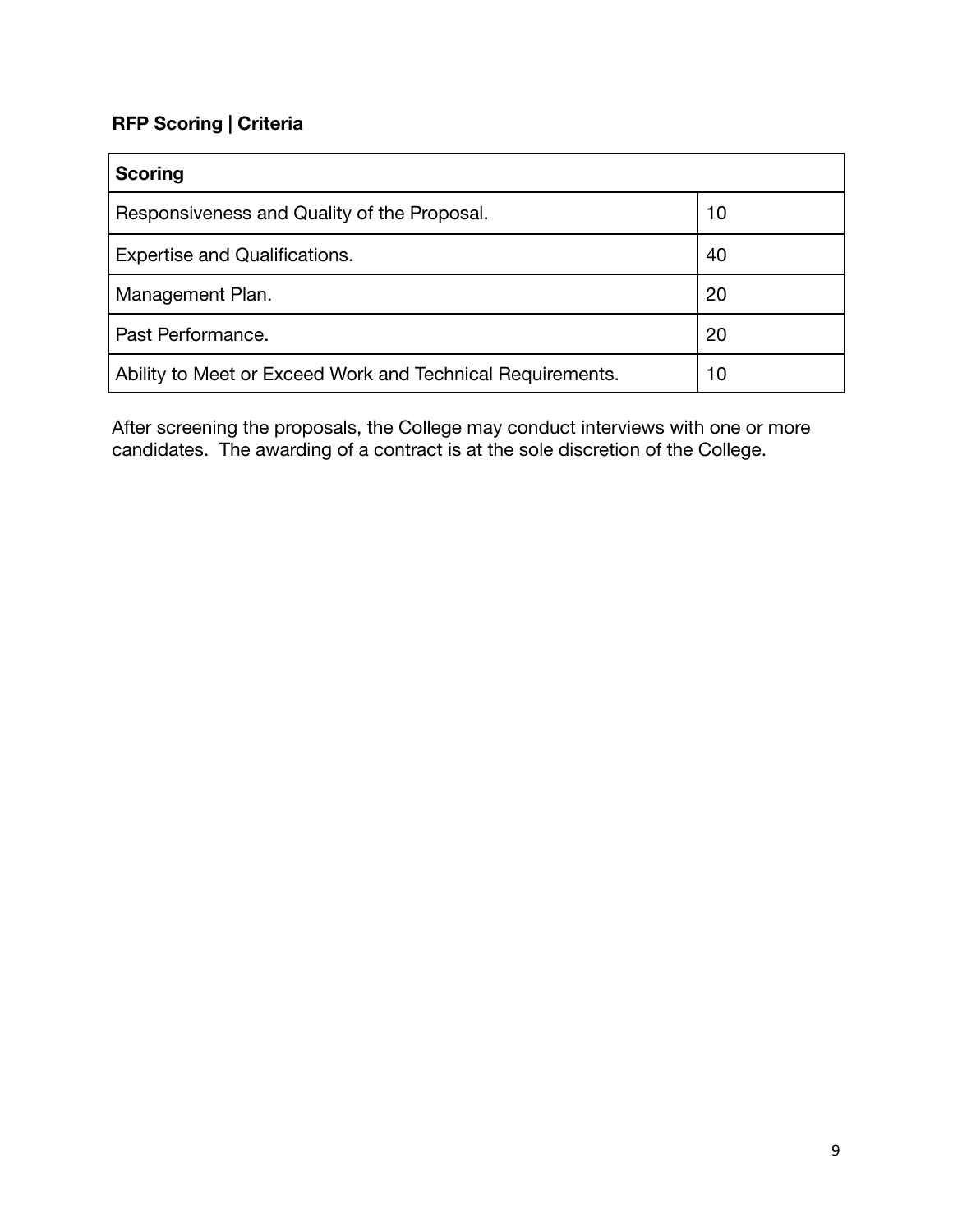**RFP Scoring | Criteria**

| Scoring | |
|---|---|
| Responsiveness and Quality of the Proposal. | 10 |
| Expertise and Qualifications. | 40 |
| Management Plan. | 20 |
| Past Performance. | 20 |
| Ability to Meet or Exceed Work and Technical Requirements. | 10 |

After screening the proposals, the College may conduct interviews with one or more candidates. The awarding of a contract is at the sole discretion of the College.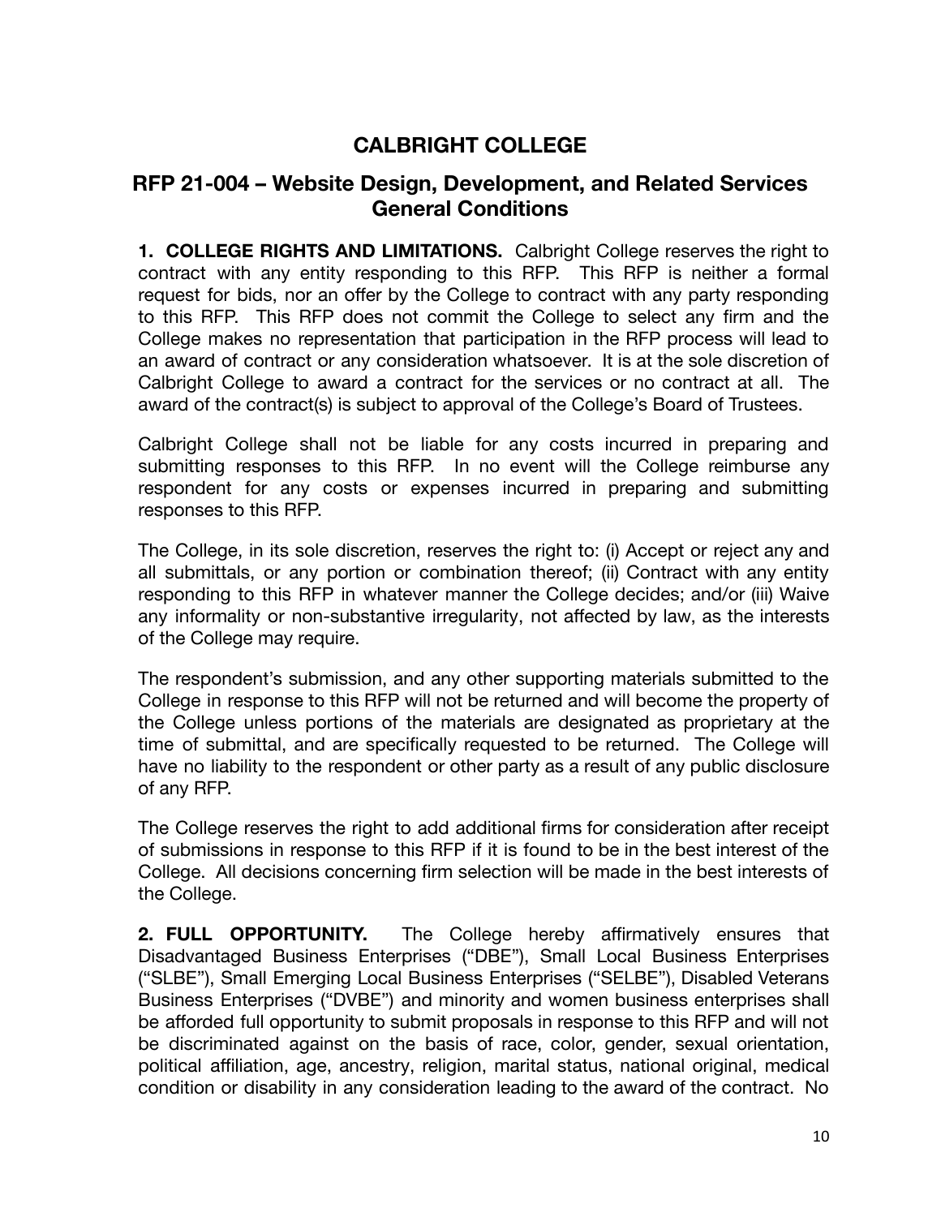# CALBRIGHT COLLEGE

## RFP 21-004 – Website Design, Development, and Related Services General Conditions

**1. COLLEGE RIGHTS AND LIMITATIONS.** Calbright College reserves the right to contract with any entity responding to this RFP. This RFP is neither a formal request for bids, nor an offer by the College to contract with any party responding to this RFP. This RFP does not commit the College to select any firm and the College makes no representation that participation in the RFP process will lead to an award of contract or any consideration whatsoever. It is at the sole discretion of Calbright College to award a contract for the services or no contract at all. The award of the contract(s) is subject to approval of the College's Board of Trustees.

Calbright College shall not be liable for any costs incurred in preparing and submitting responses to this RFP. In no event will the College reimburse any respondent for any costs or expenses incurred in preparing and submitting responses to this RFP.

The College, in its sole discretion, reserves the right to: (i) Accept or reject any and all submittals, or any portion or combination thereof; (ii) Contract with any entity responding to this RFP in whatever manner the College decides; and/or (iii) Waive any informality or non-substantive irregularity, not affected by law, as the interests of the College may require.

The respondent's submission, and any other supporting materials submitted to the College in response to this RFP will not be returned and will become the property of the College unless portions of the materials are designated as proprietary at the time of submittal, and are specifically requested to be returned. The College will have no liability to the respondent or other party as a result of any public disclosure of any RFP.

The College reserves the right to add additional firms for consideration after receipt of submissions in response to this RFP if it is found to be in the best interest of the College. All decisions concerning firm selection will be made in the best interests of the College.

**2. FULL OPPORTUNITY.** The College hereby affirmatively ensures that Disadvantaged Business Enterprises ("DBE"), Small Local Business Enterprises ("SLBE"), Small Emerging Local Business Enterprises ("SELBE"), Disabled Veterans Business Enterprises ("DVBE") and minority and women business enterprises shall be afforded full opportunity to submit proposals in response to this RFP and will not be discriminated against on the basis of race, color, gender, sexual orientation, political affiliation, age, ancestry, religion, marital status, national original, medical condition or disability in any consideration leading to the award of the contract. No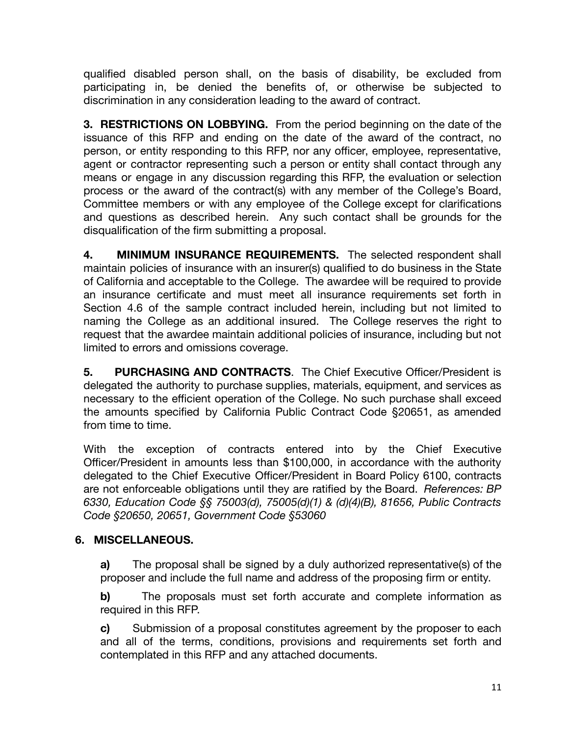qualified disabled person shall, on the basis of disability, be excluded from participating in, be denied the benefits of, or otherwise be subjected to discrimination in any consideration leading to the award of contract.

**3. RESTRICTIONS ON LOBBYING.** From the period beginning on the date of the issuance of this RFP and ending on the date of the award of the contract, no person, or entity responding to this RFP, nor any officer, employee, representative, agent or contractor representing such a person or entity shall contact through any means or engage in any discussion regarding this RFP, the evaluation or selection process or the award of the contract(s) with any member of the College's Board, Committee members or with any employee of the College except for clarifications and questions as described herein. Any such contact shall be grounds for the disqualification of the firm submitting a proposal.

**4. MINIMUM INSURANCE REQUIREMENTS.** The selected respondent shall maintain policies of insurance with an insurer(s) qualified to do business in the State of California and acceptable to the College. The awardee will be required to provide an insurance certificate and must meet all insurance requirements set forth in Section 4.6 of the sample contract included herein, including but not limited to naming the College as an additional insured. The College reserves the right to request that the awardee maintain additional policies of insurance, including but not limited to errors and omissions coverage.

**5. PURCHASING AND CONTRACTS**. The Chief Executive Officer/President is delegated the authority to purchase supplies, materials, equipment, and services as necessary to the efficient operation of the College. No such purchase shall exceed the amounts specified by California Public Contract Code §20651, as amended from time to time.

With the exception of contracts entered into by the Chief Executive Officer/President in amounts less than $100,000, in accordance with the authority delegated to the Chief Executive Officer/President in Board Policy 6100, contracts are not enforceable obligations until they are ratified by the Board. *References: BP 6330, Education Code §§ 75003(d), 75005(d)(1) & (d)(4)(B), 81656, Public Contracts Code §20650, 20651, Government Code §53060*

**6. MISCELLANEOUS.**

**a)** The proposal shall be signed by a duly authorized representative(s) of the proposer and include the full name and address of the proposing firm or entity.

**b)** The proposals must set forth accurate and complete information as required in this RFP.

**c)** Submission of a proposal constitutes agreement by the proposer to each and all of the terms, conditions, provisions and requirements set forth and contemplated in this RFP and any attached documents.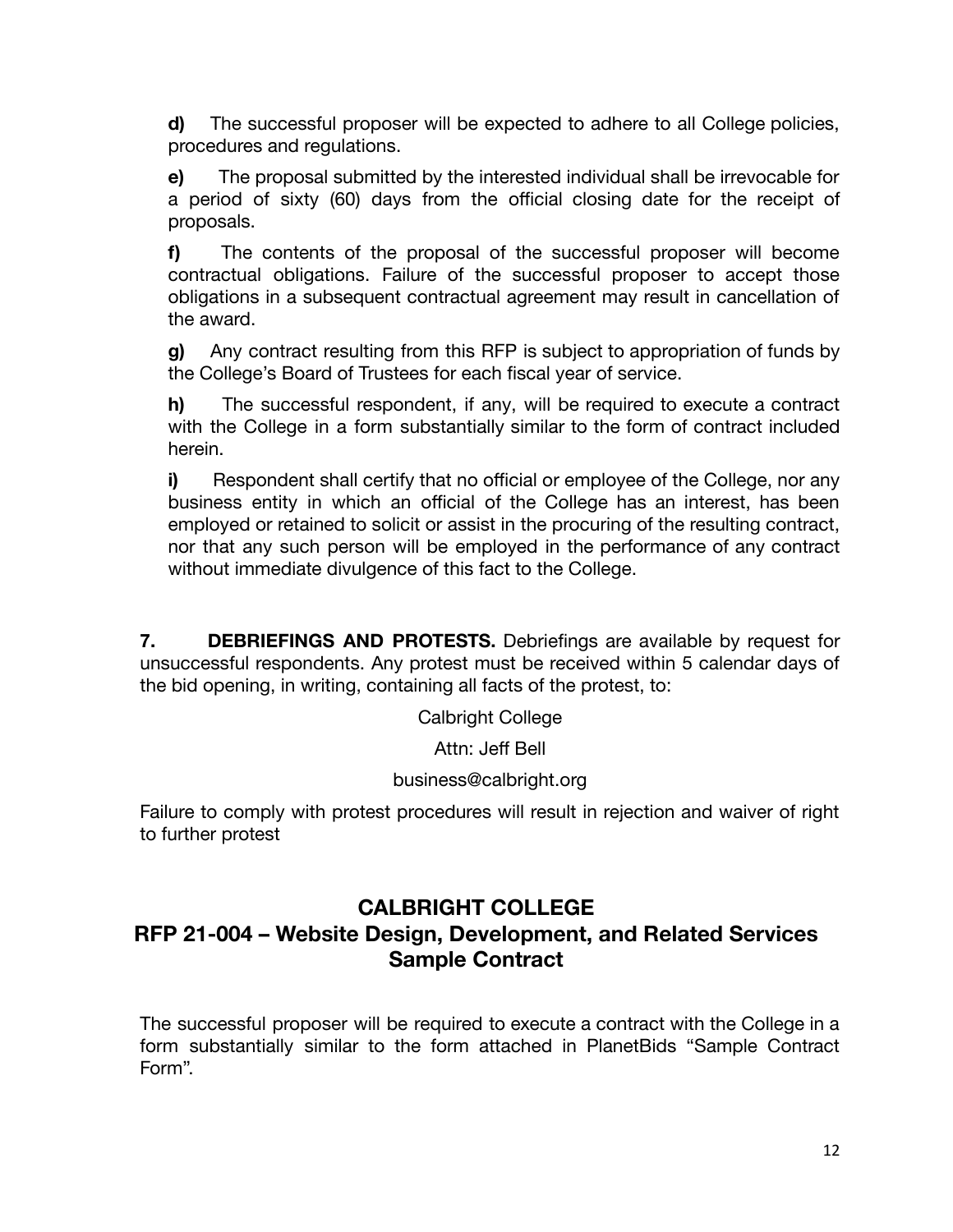**d)** The successful proposer will be expected to adhere to all College policies, procedures and regulations.

**e)** The proposal submitted by the interested individual shall be irrevocable for a period of sixty (60) days from the official closing date for the receipt of proposals.

**f)** The contents of the proposal of the successful proposer will become contractual obligations. Failure of the successful proposer to accept those obligations in a subsequent contractual agreement may result in cancellation of the award.

**g)** Any contract resulting from this RFP is subject to appropriation of funds by the College's Board of Trustees for each fiscal year of service.

**h)** The successful respondent, if any, will be required to execute a contract with the College in a form substantially similar to the form of contract included herein.

**i)** Respondent shall certify that no official or employee of the College, nor any business entity in which an official of the College has an interest, has been employed or retained to solicit or assist in the procuring of the resulting contract, nor that any such person will be employed in the performance of any contract without immediate divulgence of this fact to the College.

**7. DEBRIEFINGS AND PROTESTS.** Debriefings are available by request for unsuccessful respondents. Any protest must be received within 5 calendar days of the bid opening, in writing, containing all facts of the protest, to:

Calbright College

Attn: Jeff Bell

business@calbright.org

Failure to comply with protest procedures will result in rejection and waiver of right to further protest

## CALBRIGHT COLLEGE
## RFP 21-004 – Website Design, Development, and Related Services Sample Contract

The successful proposer will be required to execute a contract with the College in a form substantially similar to the form attached in PlanetBids "Sample Contract Form".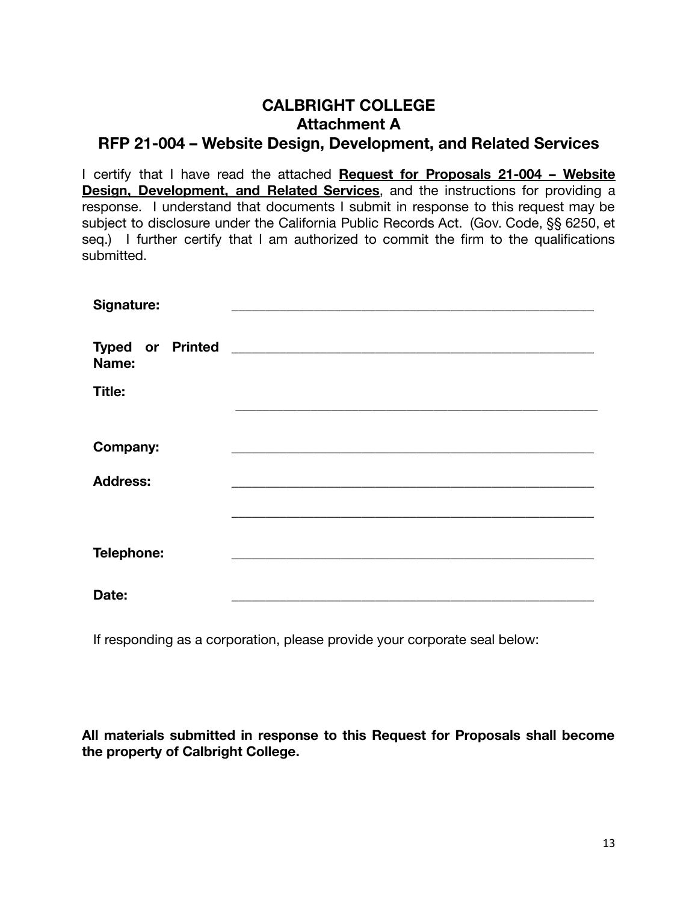# CALBRIGHT COLLEGE
## Attachment A
## RFP 21-004 – Website Design, Development, and Related Services

I certify that I have read the attached **Request for Proposals 21-004 – Website Design, Development, and Related Services**, and the instructions for providing a response. I understand that documents I submit in response to this request may be subject to disclosure under the California Public Records Act. (Gov. Code, §§ 6250, et seq.) I further certify that I am authorized to commit the firm to the qualifications submitted.

| | |
|---|---|
| **Signature:** | ______________________________________________ |
| **Typed or Printed Name:** | ______________________________________________ |
| **Title:** | ______________________________________________ |
| **Company:** | ______________________________________________ |
| **Address:** | ______________________________________________ |
| | ______________________________________________ |
| **Telephone:** | ______________________________________________ |
| **Date:** | ______________________________________________ |

If responding as a corporation, please provide your corporate seal below:

**All materials submitted in response to this Request for Proposals shall become the property of Calbright College.**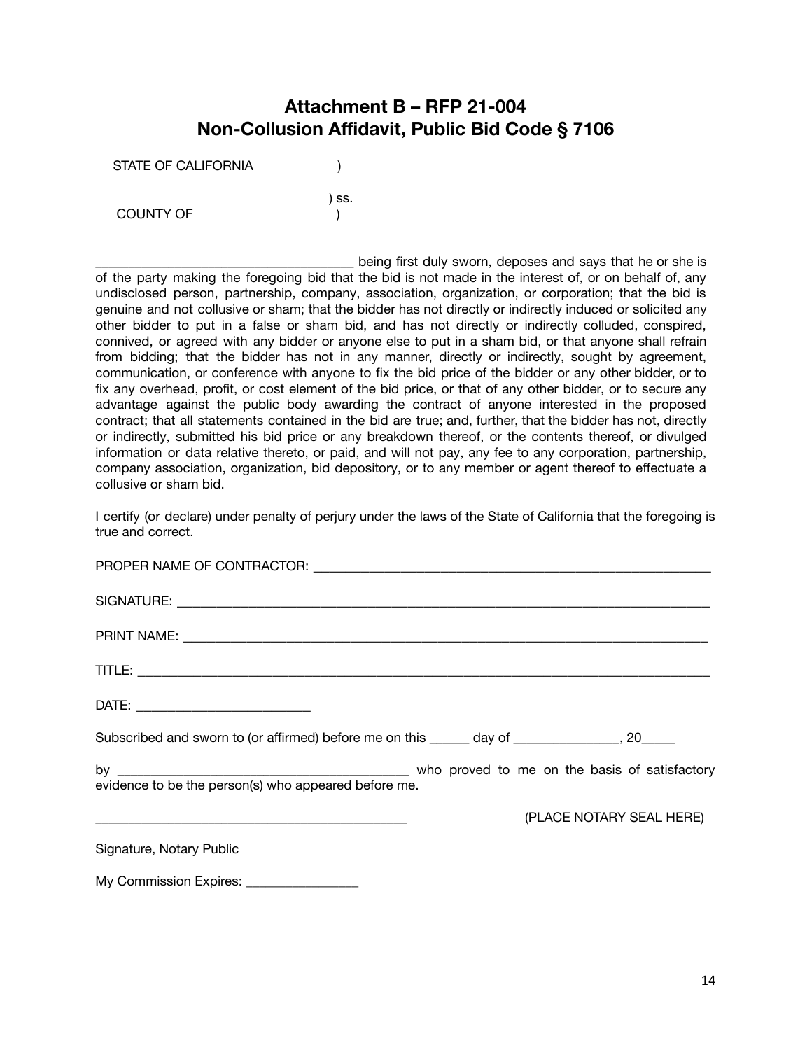# Attachment B – RFP 21-004
# Non-Collusion Affidavit, Public Bid Code § 7106

STATE OF CALIFORNIA )

) ss.

COUNTY OF )

_____________________________________ being first duly sworn, deposes and says that he or she is of the party making the foregoing bid that the bid is not made in the interest of, or on behalf of, any undisclosed person, partnership, company, association, organization, or corporation; that the bid is genuine and not collusive or sham; that the bidder has not directly or indirectly induced or solicited any other bidder to put in a false or sham bid, and has not directly or indirectly colluded, conspired, connived, or agreed with any bidder or anyone else to put in a sham bid, or that anyone shall refrain from bidding; that the bidder has not in any manner, directly or indirectly, sought by agreement, communication, or conference with anyone to fix the bid price of the bidder or any other bidder, or to fix any overhead, profit, or cost element of the bid price, or that of any other bidder, or to secure any advantage against the public body awarding the contract of anyone interested in the proposed contract; that all statements contained in the bid are true; and, further, that the bidder has not, directly or indirectly, submitted his bid price or any breakdown thereof, or the contents thereof, or divulged information or data relative thereto, or paid, and will not pay, any fee to any corporation, partnership, company association, organization, bid depository, or to any member or agent thereof to effectuate a collusive or sham bid.

I certify (or declare) under penalty of perjury under the laws of the State of California that the foregoing is true and correct.

PROPER NAME OF CONTRACTOR: _________________________________________________________

SIGNATURE: _______________________________________________________________________

PRINT NAME: ______________________________________________________________________

TITLE: ____________________________________________________________________________

DATE: _________________________

Subscribed and sworn to (or affirmed) before me on this ______ day of _______________, 20_____

by ___________________________________________ who proved to me on the basis of satisfactory evidence to be the person(s) who appeared before me.

_______________________________________________ (PLACE NOTARY SEAL HERE)

Signature, Notary Public

My Commission Expires: ________________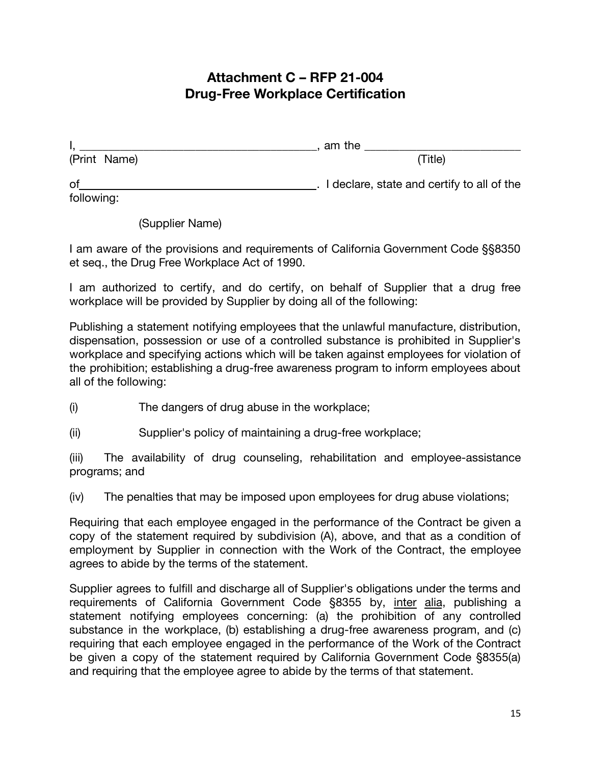# Attachment C – RFP 21-004
# Drug-Free Workplace Certification

I, ________________________________________, am the ___________________________
(Print Name) (Title)

of________________________________________. I declare, state and certify to all of the following:

(Supplier Name)

I am aware of the provisions and requirements of California Government Code §§8350 et seq., the Drug Free Workplace Act of 1990.

I am authorized to certify, and do certify, on behalf of Supplier that a drug free workplace will be provided by Supplier by doing all of the following:

Publishing a statement notifying employees that the unlawful manufacture, distribution, dispensation, possession or use of a controlled substance is prohibited in Supplier's workplace and specifying actions which will be taken against employees for violation of the prohibition; establishing a drug-free awareness program to inform employees about all of the following:

(i) The dangers of drug abuse in the workplace;

(ii) Supplier's policy of maintaining a drug-free workplace;

(iii) The availability of drug counseling, rehabilitation and employee-assistance programs; and

(iv) The penalties that may be imposed upon employees for drug abuse violations;

Requiring that each employee engaged in the performance of the Contract be given a copy of the statement required by subdivision (A), above, and that as a condition of employment by Supplier in connection with the Work of the Contract, the employee agrees to abide by the terms of the statement.

Supplier agrees to fulfill and discharge all of Supplier's obligations under the terms and requirements of California Government Code §8355 by, inter alia, publishing a statement notifying employees concerning: (a) the prohibition of any controlled substance in the workplace, (b) establishing a drug-free awareness program, and (c) requiring that each employee engaged in the performance of the Work of the Contract be given a copy of the statement required by California Government Code §8355(a) and requiring that the employee agree to abide by the terms of that statement.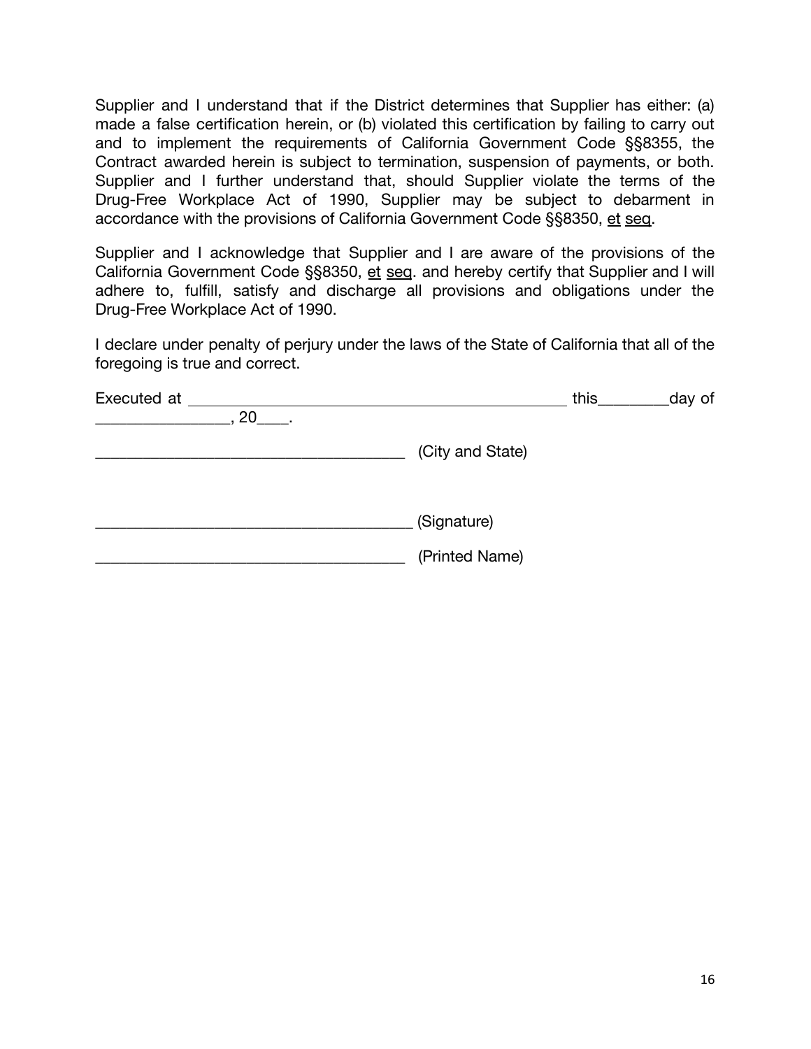Supplier and I understand that if the District determines that Supplier has either: (a) made a false certification herein, or (b) violated this certification by failing to carry out and to implement the requirements of California Government Code §§8355, the Contract awarded herein is subject to termination, suspension of payments, or both. Supplier and I further understand that, should Supplier violate the terms of the Drug-Free Workplace Act of 1990, Supplier may be subject to debarment in accordance with the provisions of California Government Code §§8350, et seq.

Supplier and I acknowledge that Supplier and I are aware of the provisions of the California Government Code §§8350, et seq. and hereby certify that Supplier and I will adhere to, fulfill, satisfy and discharge all provisions and obligations under the Drug-Free Workplace Act of 1990.

I declare under penalty of perjury under the laws of the State of California that all of the foregoing is true and correct.

Executed at _______________________________________________ this________day of _______________, 20____.

_____________________________________ (City and State)

_____________________________________ (Signature)

_____________________________________ (Printed Name)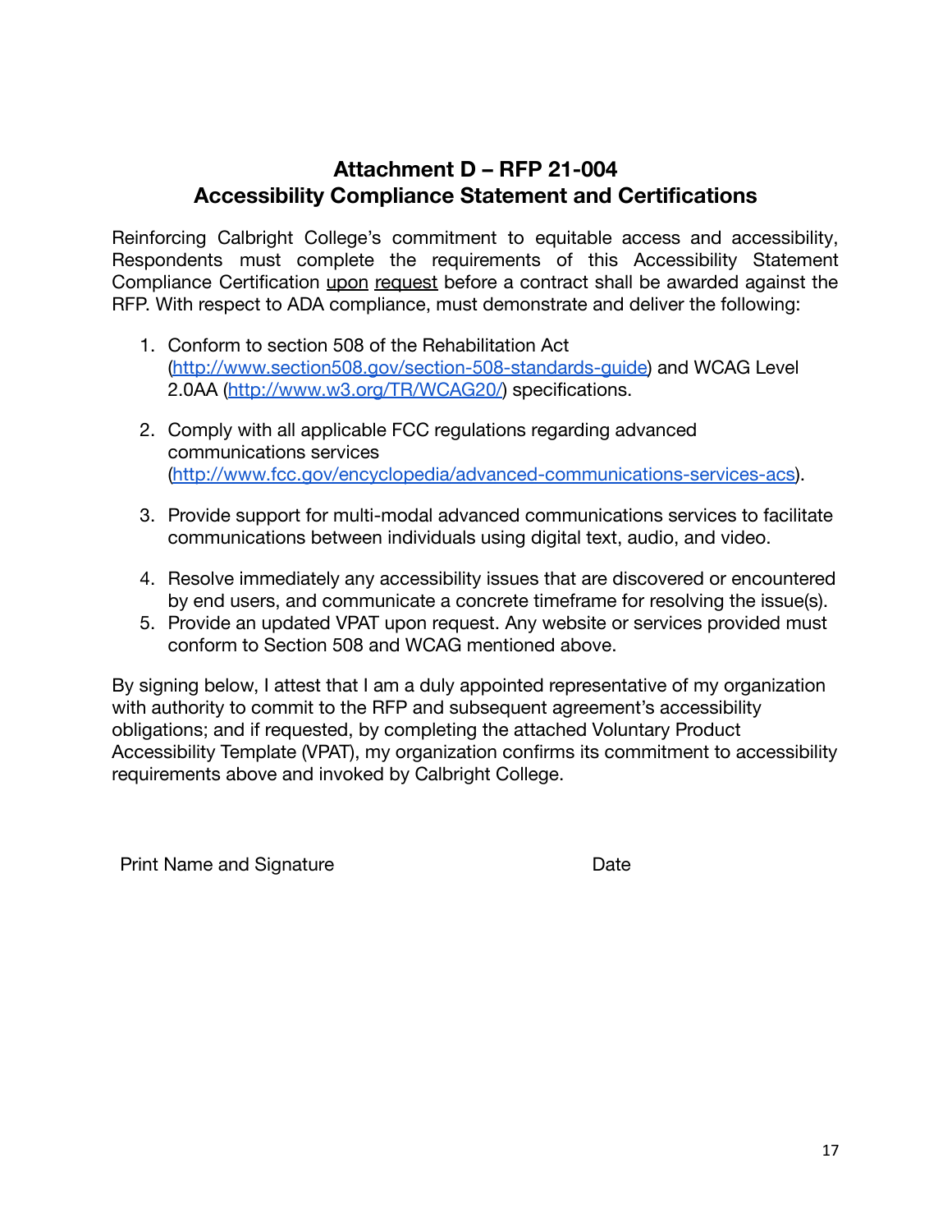# Attachment D – RFP 21-004
# Accessibility Compliance Statement and Certifications

Reinforcing Calbright College's commitment to equitable access and accessibility, Respondents must complete the requirements of this Accessibility Statement Compliance Certification upon request before a contract shall be awarded against the RFP. With respect to ADA compliance, must demonstrate and deliver the following:

1. Conform to section 508 of the Rehabilitation Act (http://www.section508.gov/section-508-standards-guide) and WCAG Level 2.0AA (http://www.w3.org/TR/WCAG20/) specifications.
2. Comply with all applicable FCC regulations regarding advanced communications services (http://www.fcc.gov/encyclopedia/advanced-communications-services-acs).
3. Provide support for multi-modal advanced communications services to facilitate communications between individuals using digital text, audio, and video.
4. Resolve immediately any accessibility issues that are discovered or encountered by end users, and communicate a concrete timeframe for resolving the issue(s).
5. Provide an updated VPAT upon request. Any website or services provided must conform to Section 508 and WCAG mentioned above.

By signing below, I attest that I am a duly appointed representative of my organization with authority to commit to the RFP and subsequent agreement's accessibility obligations; and if requested, by completing the attached Voluntary Product Accessibility Template (VPAT), my organization confirms its commitment to accessibility requirements above and invoked by Calbright College.

Print Name and Signature                                        Date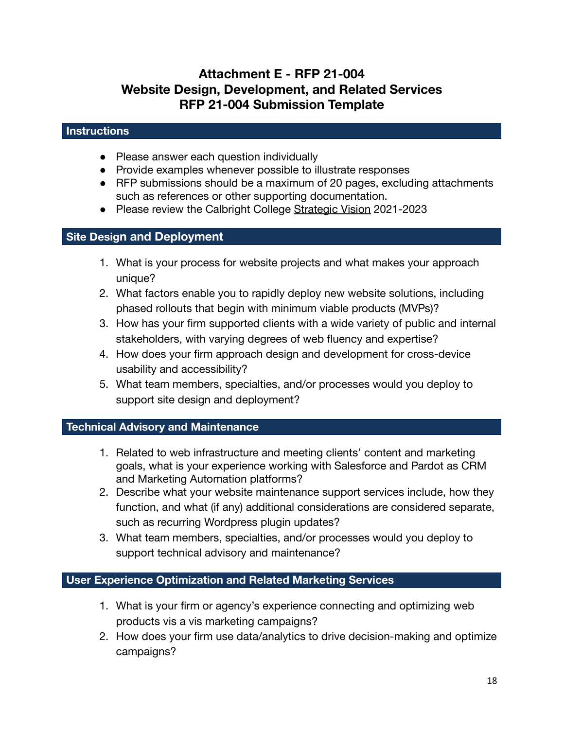# Attachment E - RFP 21-004
# Website Design, Development, and Related Services
# RFP 21-004 Submission Template

## Instructions

- Please answer each question individually
- Provide examples whenever possible to illustrate responses
- RFP submissions should be a maximum of 20 pages, excluding attachments such as references or other supporting documentation.
- Please review the Calbright College Strategic Vision 2021-2023

## Site Design and Deployment

1. What is your process for website projects and what makes your approach unique?
2. What factors enable you to rapidly deploy new website solutions, including phased rollouts that begin with minimum viable products (MVPs)?
3. How has your firm supported clients with a wide variety of public and internal stakeholders, with varying degrees of web fluency and expertise?
4. How does your firm approach design and development for cross-device usability and accessibility?
5. What team members, specialties, and/or processes would you deploy to support site design and deployment?

## Technical Advisory and Maintenance

1. Related to web infrastructure and meeting clients' content and marketing goals, what is your experience working with Salesforce and Pardot as CRM and Marketing Automation platforms?
2. Describe what your website maintenance support services include, how they function, and what (if any) additional considerations are considered separate, such as recurring Wordpress plugin updates?
3. What team members, specialties, and/or processes would you deploy to support technical advisory and maintenance?

## User Experience Optimization and Related Marketing Services

1. What is your firm or agency's experience connecting and optimizing web products vis a vis marketing campaigns?
2. How does your firm use data/analytics to drive decision-making and optimize campaigns?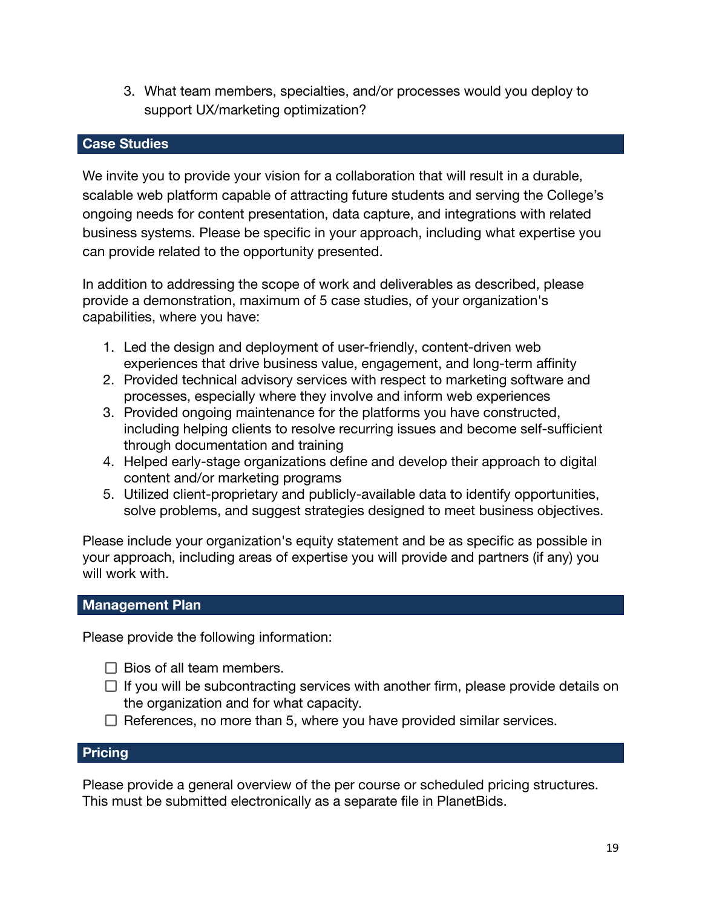3. What team members, specialties, and/or processes would you deploy to support UX/marketing optimization?

## Case Studies

We invite you to provide your vision for a collaboration that will result in a durable, scalable web platform capable of attracting future students and serving the College's ongoing needs for content presentation, data capture, and integrations with related business systems. Please be specific in your approach, including what expertise you can provide related to the opportunity presented.

In addition to addressing the scope of work and deliverables as described, please provide a demonstration, maximum of 5 case studies, of your organization's capabilities, where you have:

1. Led the design and deployment of user-friendly, content-driven web experiences that drive business value, engagement, and long-term affinity
2. Provided technical advisory services with respect to marketing software and processes, especially where they involve and inform web experiences
3. Provided ongoing maintenance for the platforms you have constructed, including helping clients to resolve recurring issues and become self-sufficient through documentation and training
4. Helped early-stage organizations define and develop their approach to digital content and/or marketing programs
5. Utilized client-proprietary and publicly-available data to identify opportunities, solve problems, and suggest strategies designed to meet business objectives.

Please include your organization's equity statement and be as specific as possible in your approach, including areas of expertise you will provide and partners (if any) you will work with.

## Management Plan

Please provide the following information:

- [ ] Bios of all team members.
- [ ] If you will be subcontracting services with another firm, please provide details on the organization and for what capacity.
- [ ] References, no more than 5, where you have provided similar services.

## Pricing

Please provide a general overview of the per course or scheduled pricing structures. This must be submitted electronically as a separate file in PlanetBids.